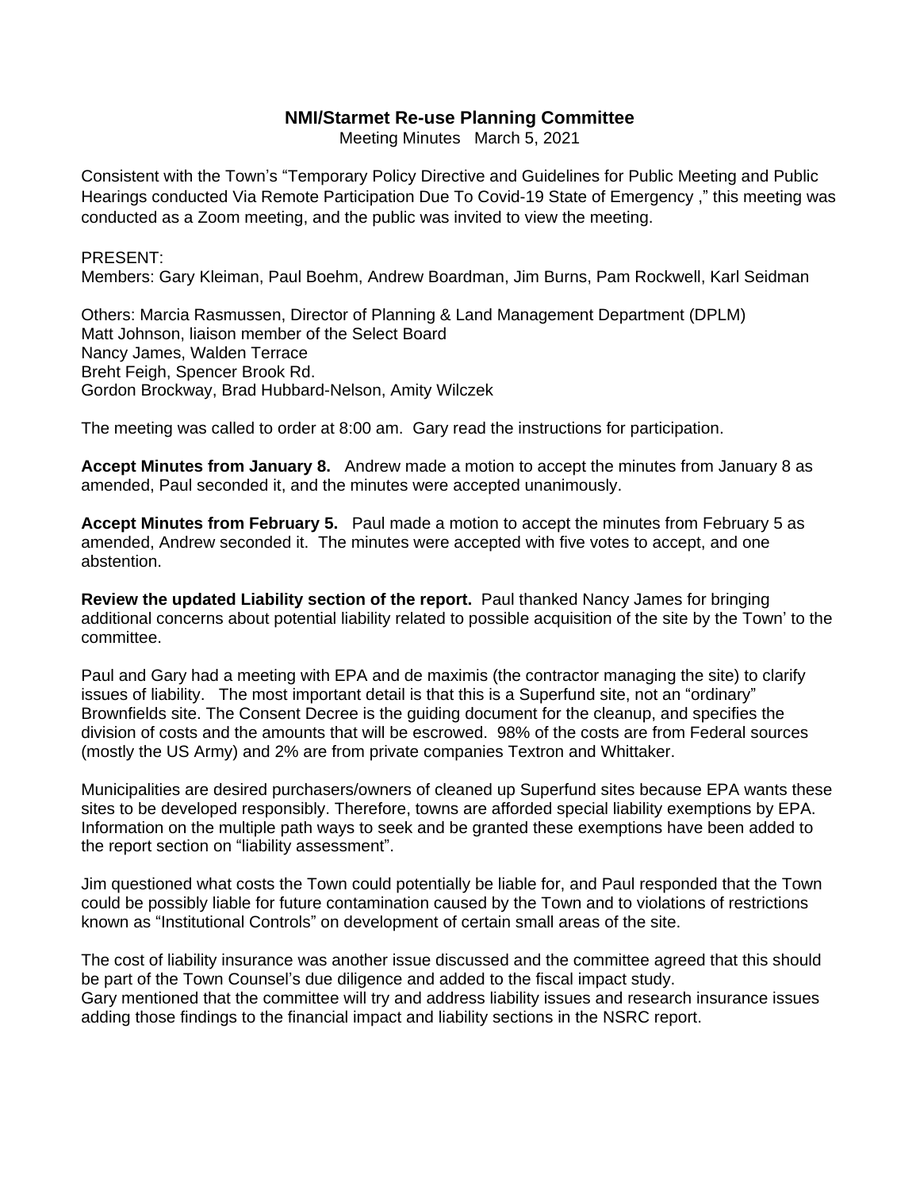# NMI/Starmet Re-use Planning Committee

Meeting Minutes March 5, 2021

Consistent with the Town's "Temporary Policy Directive and Guidelines for Public Meeting and Public Hearings conducted Via Remote Participation Due To Covid-19 State of Emergency ," this meeting was conducted as a Zoom meeting, and the public was invited to view the meeting.

PRESENT:
Members: Gary Kleiman, Paul Boehm, Andrew Boardman, Jim Burns, Pam Rockwell, Karl Seidman

Others: Marcia Rasmussen, Director of Planning & Land Management Department (DPLM)
Matt Johnson, liaison member of the Select Board
Nancy James, Walden Terrace
Breht Feigh, Spencer Brook Rd.
Gordon Brockway, Brad Hubbard-Nelson, Amity Wilczek

The meeting was called to order at 8:00 am. Gary read the instructions for participation.

**Accept Minutes from January 8.** Andrew made a motion to accept the minutes from January 8 as amended, Paul seconded it, and the minutes were accepted unanimously.

**Accept Minutes from February 5.** Paul made a motion to accept the minutes from February 5 as amended, Andrew seconded it. The minutes were accepted with five votes to accept, and one abstention.

**Review the updated Liability section of the report.** Paul thanked Nancy James for bringing additional concerns about potential liability related to possible acquisition of the site by the Town' to the committee.

Paul and Gary had a meeting with EPA and de maximis (the contractor managing the site) to clarify issues of liability. The most important detail is that this is a Superfund site, not an "ordinary" Brownfields site. The Consent Decree is the guiding document for the cleanup, and specifies the division of costs and the amounts that will be escrowed. 98% of the costs are from Federal sources (mostly the US Army) and 2% are from private companies Textron and Whittaker.

Municipalities are desired purchasers/owners of cleaned up Superfund sites because EPA wants these sites to be developed responsibly. Therefore, towns are afforded special liability exemptions by EPA. Information on the multiple path ways to seek and be granted these exemptions have been added to the report section on "liability assessment".

Jim questioned what costs the Town could potentially be liable for, and Paul responded that the Town could be possibly liable for future contamination caused by the Town and to violations of restrictions known as "Institutional Controls" on development of certain small areas of the site.

The cost of liability insurance was another issue discussed and the committee agreed that this should be part of the Town Counsel's due diligence and added to the fiscal impact study.
Gary mentioned that the committee will try and address liability issues and research insurance issues adding those findings to the financial impact and liability sections in the NSRC report.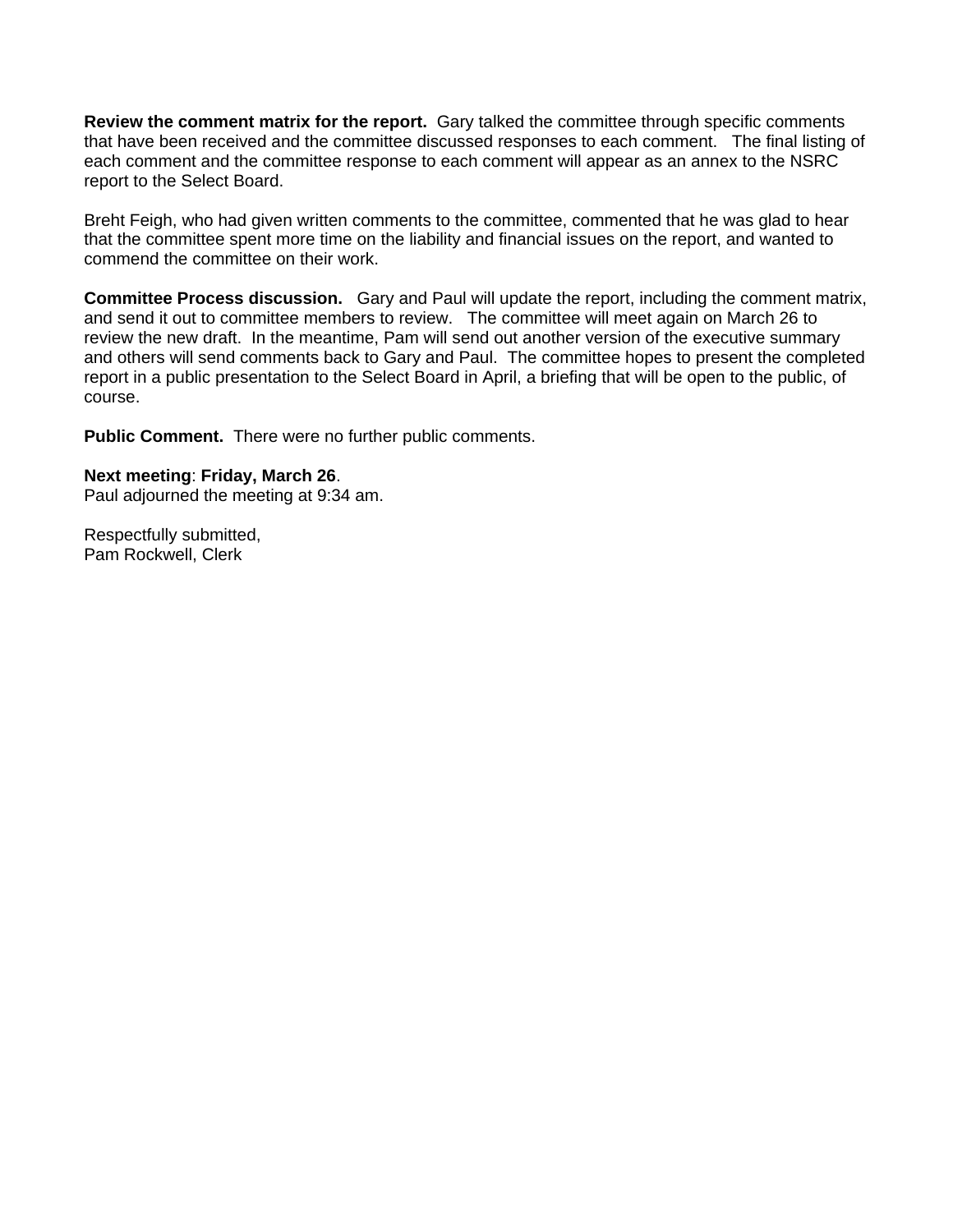**Review the comment matrix for the report.** Gary talked the committee through specific comments that have been received and the committee discussed responses to each comment. The final listing of each comment and the committee response to each comment will appear as an annex to the NSRC report to the Select Board.

Breht Feigh, who had given written comments to the committee, commented that he was glad to hear that the committee spent more time on the liability and financial issues on the report, and wanted to commend the committee on their work.

**Committee Process discussion.** Gary and Paul will update the report, including the comment matrix, and send it out to committee members to review. The committee will meet again on March 26 to review the new draft. In the meantime, Pam will send out another version of the executive summary and others will send comments back to Gary and Paul. The committee hopes to present the completed report in a public presentation to the Select Board in April, a briefing that will be open to the public, of course.

**Public Comment.** There were no further public comments.

**Next meeting**: **Friday, March 26**.
Paul adjourned the meeting at 9:34 am.

Respectfully submitted,
Pam Rockwell, Clerk